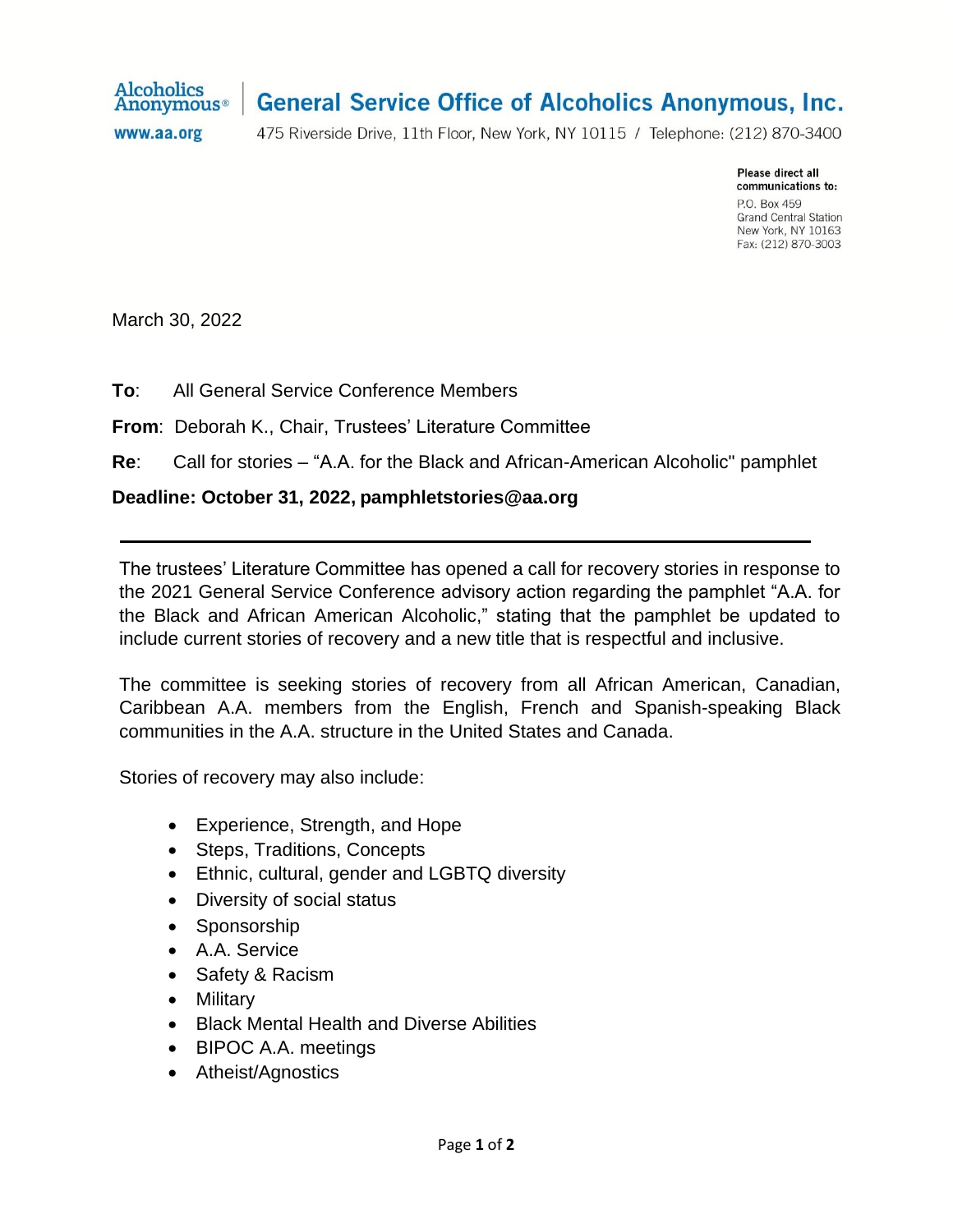Alcoholics Anonymous® | **General Service Office of Alcoholics Anonymous, Inc.**

www.aa.org

475 Riverside Drive, 11th Floor, New York, NY 10115 / Telephone: (212) 870-3400

**Please direct all communications to:**
P.O. Box 459
Grand Central Station
New York, NY 10163
Fax: (212) 870-3003

March 30, 2022

**To**: All General Service Conference Members

**From**: Deborah K., Chair, Trustees' Literature Committee

**Re**: Call for stories – "A.A. for the Black and African-American Alcoholic" pamphlet

**Deadline: October 31, 2022, pamphletstories@aa.org**

---

The trustees' Literature Committee has opened a call for recovery stories in response to the 2021 General Service Conference advisory action regarding the pamphlet "A.A. for the Black and African American Alcoholic," stating that the pamphlet be updated to include current stories of recovery and a new title that is respectful and inclusive.

The committee is seeking stories of recovery from all African American, Canadian, Caribbean A.A. members from the English, French and Spanish-speaking Black communities in the A.A. structure in the United States and Canada.

Stories of recovery may also include:

- Experience, Strength, and Hope
- Steps, Traditions, Concepts
- Ethnic, cultural, gender and LGBTQ diversity
- Diversity of social status
- Sponsorship
- A.A. Service
- Safety & Racism
- Military
- Black Mental Health and Diverse Abilities
- BIPOC A.A. meetings
- Atheist/Agnostics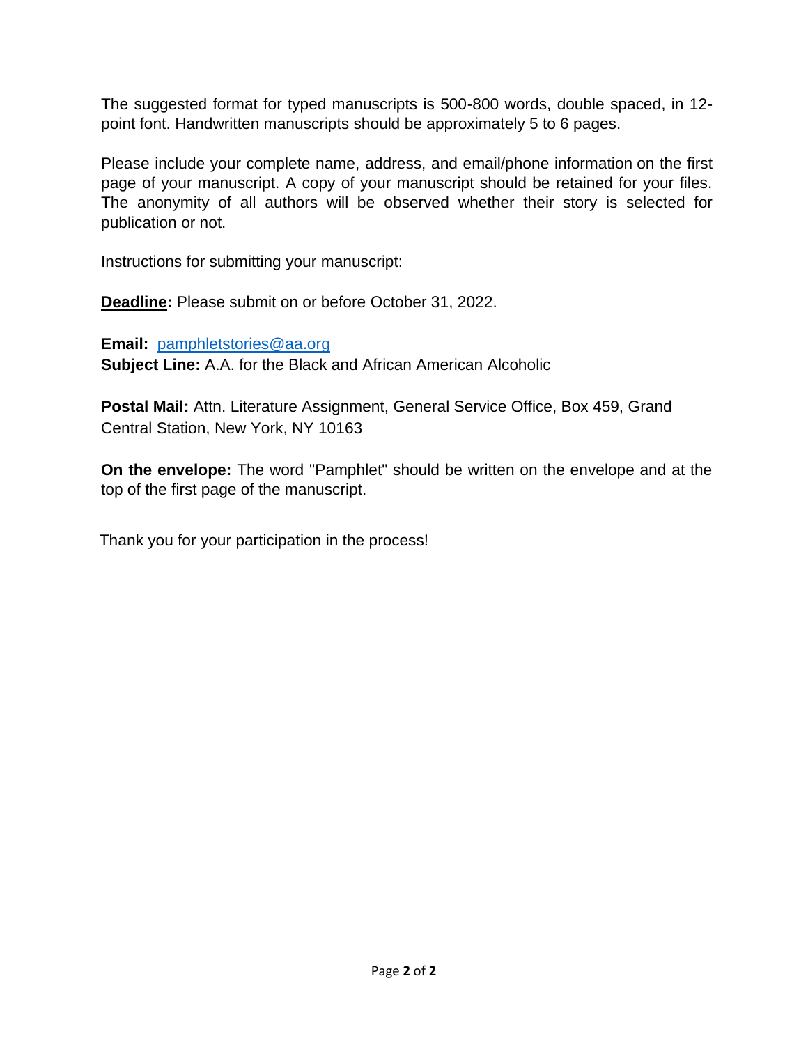The suggested format for typed manuscripts is 500-800 words, double spaced, in 12-point font. Handwritten manuscripts should be approximately 5 to 6 pages.

Please include your complete name, address, and email/phone information on the first page of your manuscript. A copy of your manuscript should be retained for your files. The anonymity of all authors will be observed whether their story is selected for publication or not.

Instructions for submitting your manuscript:

**Deadline:** Please submit on or before October 31, 2022.

**Email:** pamphletstories@aa.org
**Subject Line:** A.A. for the Black and African American Alcoholic

**Postal Mail:** Attn. Literature Assignment, General Service Office, Box 459, Grand Central Station, New York, NY 10163

**On the envelope:** The word "Pamphlet" should be written on the envelope and at the top of the first page of the manuscript.

Thank you for your participation in the process!